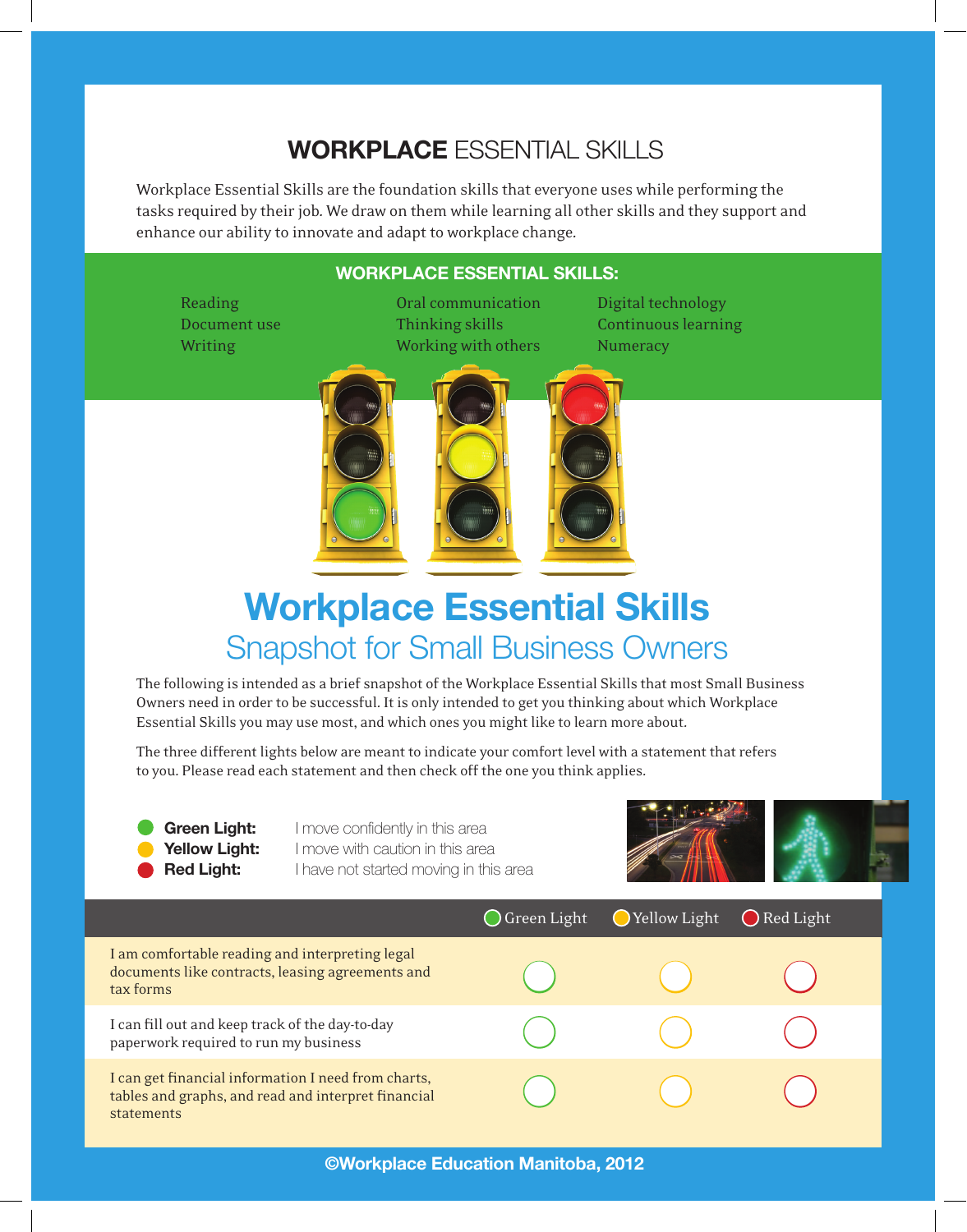# WORKPLACE ESSENTIAL SKILLS

Workplace Essential Skills are the foundation skills that everyone uses while performing the tasks required by their job. We draw on them while learning all other skills and they support and enhance our ability to innovate and adapt to workplace change.

## WORKPLACE ESSENTIAL SKILLS:

- Reading
- Document use
- Writing
- Oral communication
- Thinking skills
- Working with others
- Digital technology
- Continuous learning
- Numeracy

# Workplace Essential Skills

## Snapshot for Small Business Owners

The following is intended as a brief snapshot of the Workplace Essential Skills that most Small Business Owners need in order to be successful. It is only intended to get you thinking about which Workplace Essential Skills you may use most, and which ones you might like to learn more about.

The three different lights below are meant to indicate your comfort level with a statement that refers to you. Please read each statement and then check off the one you think applies.

- **Green Light:** I move confidently in this area
- **Yellow Light:** I move with caution in this area
- **Red Light:** I have not started moving in this area

| | Green Light | Yellow Light | Red Light |
|---|---|---|---|
| I am comfortable reading and interpreting legal documents like contracts, leasing agreements and tax forms | ○ | ○ | ○ |
| I can fill out and keep track of the day-to-day paperwork required to run my business | ○ | ○ | ○ |
| I can get financial information I need from charts, tables and graphs, and read and interpret financial statements | ○ | ○ | ○ |

©Workplace Education Manitoba, 2012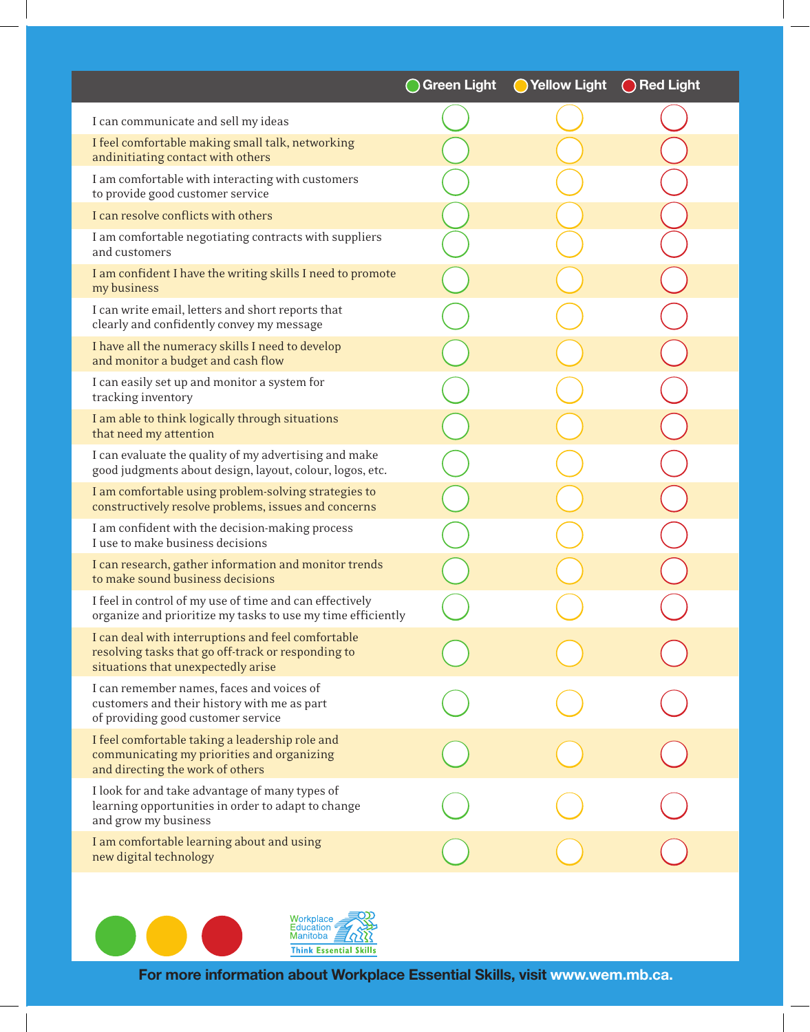| | Green Light | Yellow Light | Red Light |
|---|---|---|---|
| I can communicate and sell my ideas | ○ | ○ | ○ |
| I feel comfortable making small talk, networking andinitiating contact with others | ○ | ○ | ○ |
| I am comfortable with interacting with customers to provide good customer service | ○ | ○ | ○ |
| I can resolve conflicts with others | ○ | ○ | ○ |
| I am comfortable negotiating contracts with suppliers and customers | ○ | ○ | ○ |
| I am confident I have the writing skills I need to promote my business | ○ | ○ | ○ |
| I can write email, letters and short reports that clearly and confidently convey my message | ○ | ○ | ○ |
| I have all the numeracy skills I need to develop and monitor a budget and cash flow | ○ | ○ | ○ |
| I can easily set up and monitor a system for tracking inventory | ○ | ○ | ○ |
| I am able to think logically through situations that need my attention | ○ | ○ | ○ |
| I can evaluate the quality of my advertising and make good judgments about design, layout, colour, logos, etc. | ○ | ○ | ○ |
| I am comfortable using problem-solving strategies to constructively resolve problems, issues and concerns | ○ | ○ | ○ |
| I am confident with the decision-making process I use to make business decisions | ○ | ○ | ○ |
| I can research, gather information and monitor trends to make sound business decisions | ○ | ○ | ○ |
| I feel in control of my use of time and can effectively organize and prioritize my tasks to use my time efficiently | ○ | ○ | ○ |
| I can deal with interruptions and feel comfortable resolving tasks that go off-track or responding to situations that unexpectedly arise | ○ | ○ | ○ |
| I can remember names, faces and voices of customers and their history with me as part of providing good customer service | ○ | ○ | ○ |
| I feel comfortable taking a leadership role and communicating my priorities and organizing and directing the work of others | ○ | ○ | ○ |
| I look for and take advantage of many types of learning opportunities in order to adapt to change and grow my business | ○ | ○ | ○ |
| I am comfortable learning about and using new digital technology | ○ | ○ | ○ |

Workplace Education Manitoba
Think Essential Skills

**For more information about Workplace Essential Skills, visit www.wem.mb.ca.**